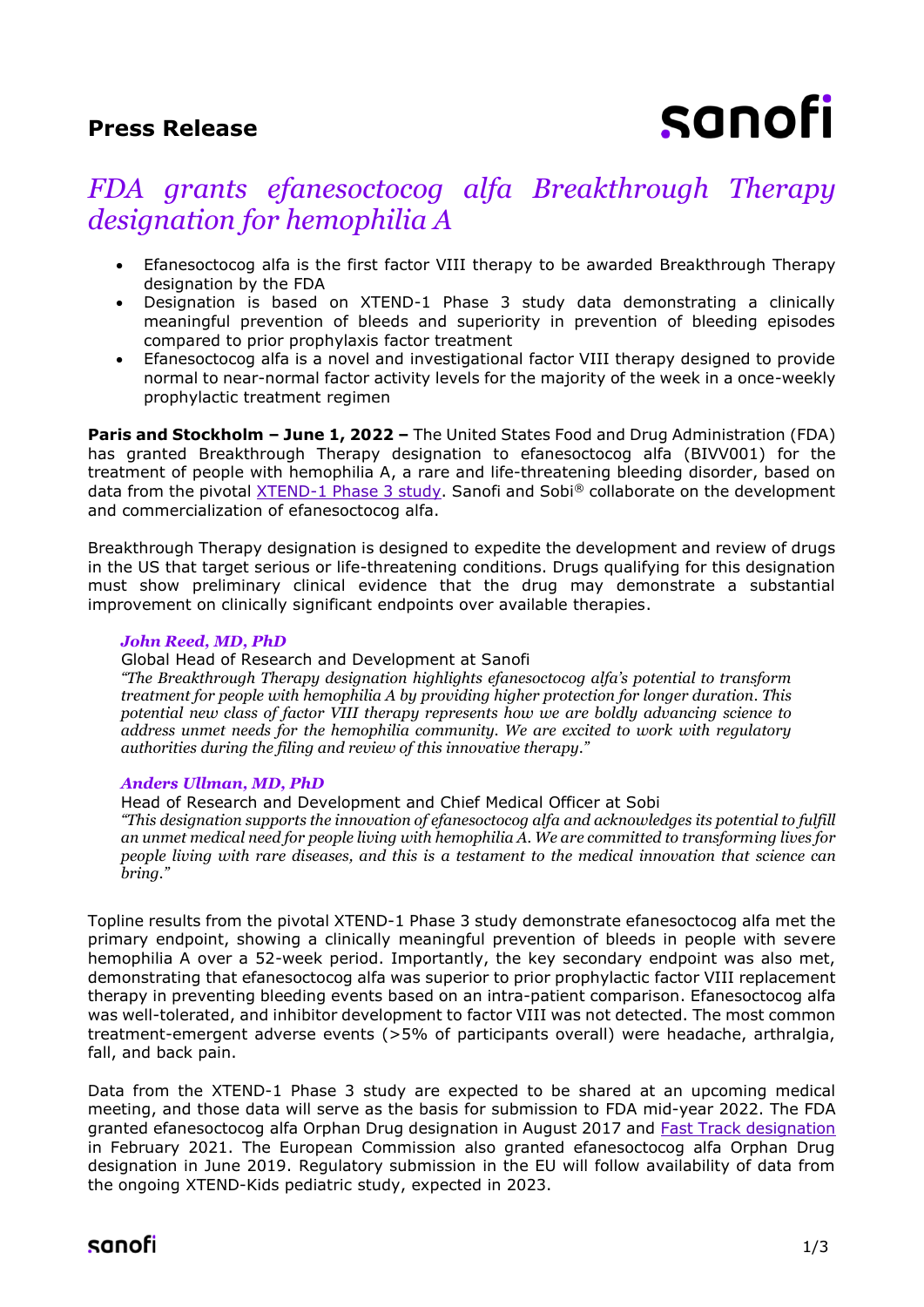**Press Release**

# *FDA grants efanesoctocog alfa Breakthrough Therapy designation for hemophilia A*

- Efanesoctocog alfa is the first factor VIII therapy to be awarded Breakthrough Therapy designation by the FDA
- Designation is based on XTEND-1 Phase 3 study data demonstrating a clinically meaningful prevention of bleeds and superiority in prevention of bleeding episodes compared to prior prophylaxis factor treatment
- Efanesoctocog alfa is a novel and investigational factor VIII therapy designed to provide normal to near-normal factor activity levels for the majority of the week in a once-weekly prophylactic treatment regimen

**Paris and Stockholm – June 1, 2022 –** The United States Food and Drug Administration (FDA) has granted Breakthrough Therapy designation to efanesoctocog alfa (BIVV001) for the treatment of people with hemophilia A, a rare and life-threatening bleeding disorder, based on data from the pivotal XTEND-1 Phase 3 study. Sanofi and Sobi® collaborate on the development and commercialization of efanesoctocog alfa.

Breakthrough Therapy designation is designed to expedite the development and review of drugs in the US that target serious or life-threatening conditions. Drugs qualifying for this designation must show preliminary clinical evidence that the drug may demonstrate a substantial improvement on clinically significant endpoints over available therapies.

***John Reed, MD, PhD***
Global Head of Research and Development at Sanofi
*"The Breakthrough Therapy designation highlights efanesoctocog alfa's potential to transform treatment for people with hemophilia A by providing higher protection for longer duration. This potential new class of factor VIII therapy represents how we are boldly advancing science to address unmet needs for the hemophilia community. We are excited to work with regulatory authorities during the filing and review of this innovative therapy."*

***Anders Ullman, MD, PhD***
Head of Research and Development and Chief Medical Officer at Sobi
*"This designation supports the innovation of efanesoctocog alfa and acknowledges its potential to fulfill an unmet medical need for people living with hemophilia A. We are committed to transforming lives for people living with rare diseases, and this is a testament to the medical innovation that science can bring."*

Topline results from the pivotal XTEND-1 Phase 3 study demonstrate efanesoctocog alfa met the primary endpoint, showing a clinically meaningful prevention of bleeds in people with severe hemophilia A over a 52-week period. Importantly, the key secondary endpoint was also met, demonstrating that efanesoctocog alfa was superior to prior prophylactic factor VIII replacement therapy in preventing bleeding events based on an intra-patient comparison. Efanesoctocog alfa was well-tolerated, and inhibitor development to factor VIII was not detected. The most common treatment-emergent adverse events (>5% of participants overall) were headache, arthralgia, fall, and back pain.

Data from the XTEND-1 Phase 3 study are expected to be shared at an upcoming medical meeting, and those data will serve as the basis for submission to FDA mid-year 2022. The FDA granted efanesoctocog alfa Orphan Drug designation in August 2017 and Fast Track designation in February 2021. The European Commission also granted efanesoctocog alfa Orphan Drug designation in June 2019. Regulatory submission in the EU will follow availability of data from the ongoing XTEND-Kids pediatric study, expected in 2023.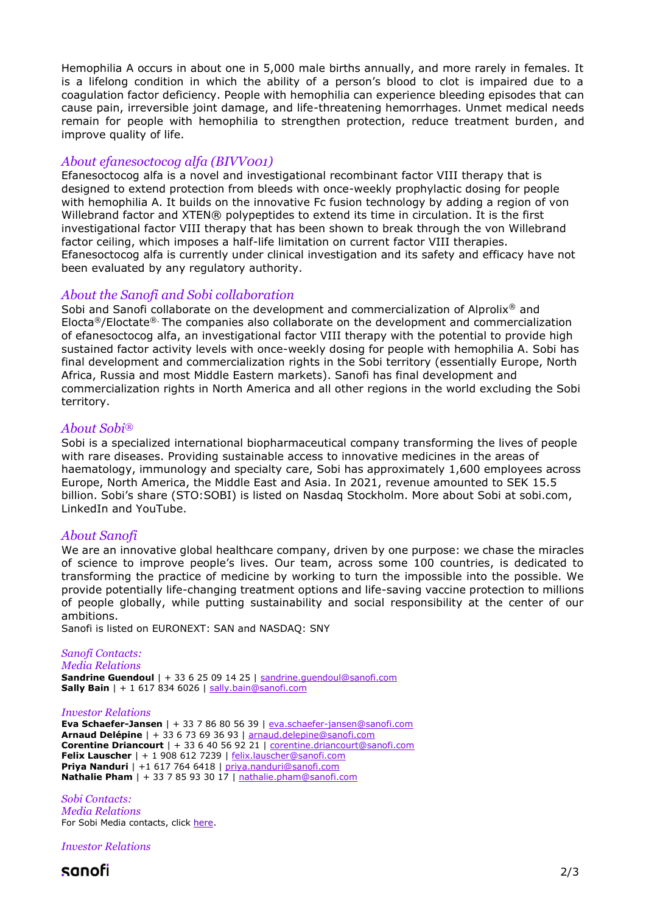Hemophilia A occurs in about one in 5,000 male births annually, and more rarely in females. It is a lifelong condition in which the ability of a person's blood to clot is impaired due to a coagulation factor deficiency. People with hemophilia can experience bleeding episodes that can cause pain, irreversible joint damage, and life-threatening hemorrhages. Unmet medical needs remain for people with hemophilia to strengthen protection, reduce treatment burden, and improve quality of life.

### *About efanesoctocog alfa (BIVV001)*

Efanesoctocog alfa is a novel and investigational recombinant factor VIII therapy that is designed to extend protection from bleeds with once-weekly prophylactic dosing for people with hemophilia A. It builds on the innovative Fc fusion technology by adding a region of von Willebrand factor and XTEN® polypeptides to extend its time in circulation. It is the first investigational factor VIII therapy that has been shown to break through the von Willebrand factor ceiling, which imposes a half-life limitation on current factor VIII therapies. Efanesoctocog alfa is currently under clinical investigation and its safety and efficacy have not been evaluated by any regulatory authority.

### *About the Sanofi and Sobi collaboration*

Sobi and Sanofi collaborate on the development and commercialization of Alprolix® and Elocta®/Eloctate®. The companies also collaborate on the development and commercialization of efanesoctocog alfa, an investigational factor VIII therapy with the potential to provide high sustained factor activity levels with once-weekly dosing for people with hemophilia A. Sobi has final development and commercialization rights in the Sobi territory (essentially Europe, North Africa, Russia and most Middle Eastern markets). Sanofi has final development and commercialization rights in North America and all other regions in the world excluding the Sobi territory.

### *About Sobi®*

Sobi is a specialized international biopharmaceutical company transforming the lives of people with rare diseases. Providing sustainable access to innovative medicines in the areas of haematology, immunology and specialty care, Sobi has approximately 1,600 employees across Europe, North America, the Middle East and Asia. In 2021, revenue amounted to SEK 15.5 billion. Sobi's share (STO:SOBI) is listed on Nasdaq Stockholm. More about Sobi at sobi.com, LinkedIn and YouTube.

### *About Sanofi*

We are an innovative global healthcare company, driven by one purpose: we chase the miracles of science to improve people's lives. Our team, across some 100 countries, is dedicated to transforming the practice of medicine by working to turn the impossible into the possible. We provide potentially life-changing treatment options and life-saving vaccine protection to millions of people globally, while putting sustainability and social responsibility at the center of our ambitions.
Sanofi is listed on EURONEXT: SAN and NASDAQ: SNY

*Sanofi Contacts:*
*Media Relations*
**Sandrine Guendoul** | + 33 6 25 09 14 25 | sandrine.guendoul@sanofi.com
**Sally Bain** | + 1 617 834 6026 | sally.bain@sanofi.com

*Investor Relations*
**Eva Schaefer-Jansen** | + 33 7 86 80 56 39 | eva.schaefer-jansen@sanofi.com
**Arnaud Delépine** | + 33 6 73 69 36 93 | arnaud.delepine@sanofi.com
**Corentine Driancourt** | + 33 6 40 56 92 21 | corentine.driancourt@sanofi.com
**Felix Lauscher** | + 1 908 612 7239 | felix.lauscher@sanofi.com
**Priya Nanduri** | +1 617 764 6418 | priya.nanduri@sanofi.com
**Nathalie Pham** | + 33 7 85 93 30 17 | nathalie.pham@sanofi.com

*Sobi Contacts:*
*Media Relations*
For Sobi Media contacts, click here.

*Investor Relations*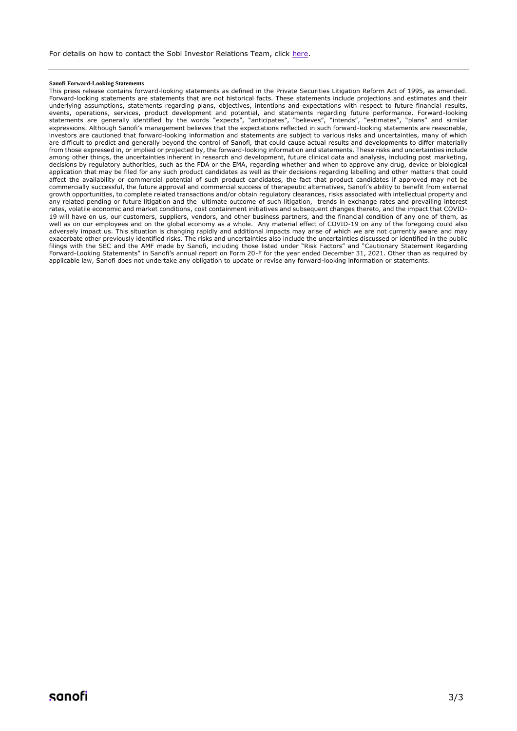For details on how to contact the Sobi Investor Relations Team, click [here](here).

---

**Sanofi Forward-Looking Statements**

This press release contains forward-looking statements as defined in the Private Securities Litigation Reform Act of 1995, as amended. Forward-looking statements are statements that are not historical facts. These statements include projections and estimates and their underlying assumptions, statements regarding plans, objectives, intentions and expectations with respect to future financial results, events, operations, services, product development and potential, and statements regarding future performance. Forward-looking statements are generally identified by the words "expects", "anticipates", "believes", "intends", "estimates", "plans" and similar expressions. Although Sanofi's management believes that the expectations reflected in such forward-looking statements are reasonable, investors are cautioned that forward-looking information and statements are subject to various risks and uncertainties, many of which are difficult to predict and generally beyond the control of Sanofi, that could cause actual results and developments to differ materially from those expressed in, or implied or projected by, the forward-looking information and statements. These risks and uncertainties include among other things, the uncertainties inherent in research and development, future clinical data and analysis, including post marketing, decisions by regulatory authorities, such as the FDA or the EMA, regarding whether and when to approve any drug, device or biological application that may be filed for any such product candidates as well as their decisions regarding labelling and other matters that could affect the availability or commercial potential of such product candidates, the fact that product candidates if approved may not be commercially successful, the future approval and commercial success of therapeutic alternatives, Sanofi's ability to benefit from external growth opportunities, to complete related transactions and/or obtain regulatory clearances, risks associated with intellectual property and any related pending or future litigation and the ultimate outcome of such litigation, trends in exchange rates and prevailing interest rates, volatile economic and market conditions, cost containment initiatives and subsequent changes thereto, and the impact that COVID-19 will have on us, our customers, suppliers, vendors, and other business partners, and the financial condition of any one of them, as well as on our employees and on the global economy as a whole. Any material effect of COVID-19 on any of the foregoing could also adversely impact us. This situation is changing rapidly and additional impacts may arise of which we are not currently aware and may exacerbate other previously identified risks. The risks and uncertainties also include the uncertainties discussed or identified in the public filings with the SEC and the AMF made by Sanofi, including those listed under "Risk Factors" and "Cautionary Statement Regarding Forward-Looking Statements" in Sanofi's annual report on Form 20-F for the year ended December 31, 2021. Other than as required by applicable law, Sanofi does not undertake any obligation to update or revise any forward-looking information or statements.